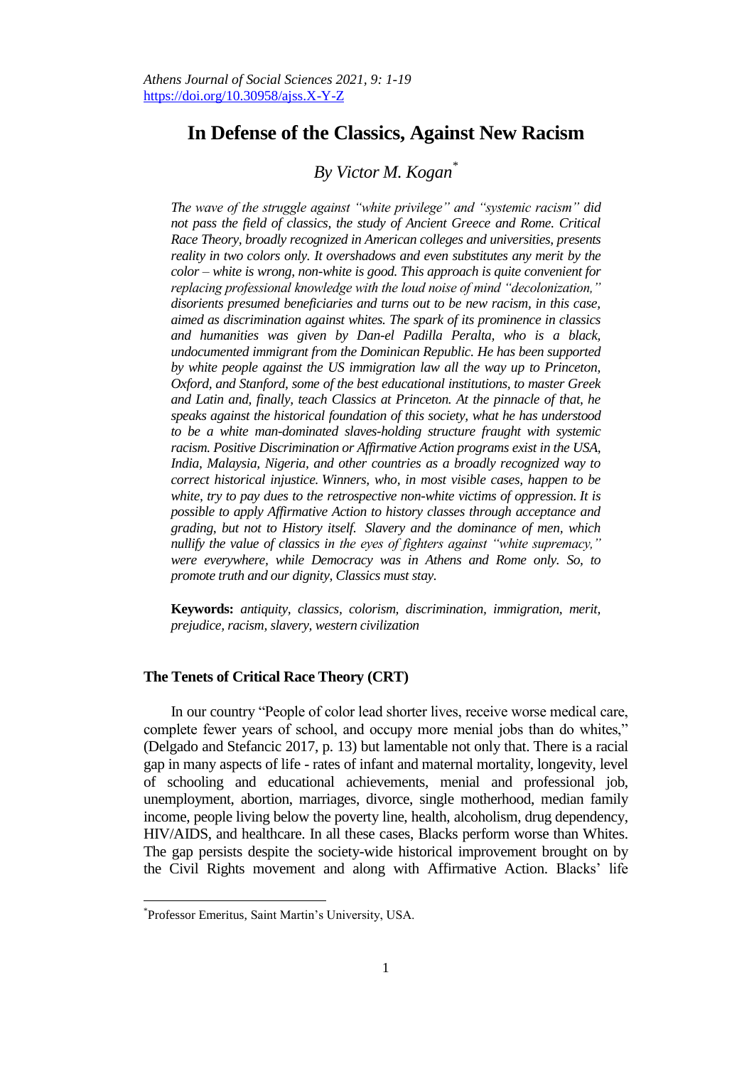# In Defense of the Classics, Against New Racism

## By Victor M. Kogan[*]

*The wave of the struggle against "white privilege" and "systemic racism" did not pass the field of classics, the study of Ancient Greece and Rome. Critical Race Theory, broadly recognized in American colleges and universities, presents reality in two colors only. It overshadows and even substitutes any merit by the color – white is wrong, non-white is good. This approach is quite convenient for replacing professional knowledge with the loud noise of mind "decolonization," disorients presumed beneficiaries and turns out to be new racism, in this case, aimed as discrimination against whites. The spark of its prominence in classics and humanities was given by Dan-el Padilla Peralta, who is a black, undocumented immigrant from the Dominican Republic. He has been supported by white people against the US immigration law all the way up to Princeton, Oxford, and Stanford, some of the best educational institutions, to master Greek and Latin and, finally, teach Classics at Princeton. At the pinnacle of that, he speaks against the historical foundation of this society, what he has understood to be a white man-dominated slaves-holding structure fraught with systemic racism. Positive Discrimination or Affirmative Action programs exist in the USA, India, Malaysia, Nigeria, and other countries as a broadly recognized way to correct historical injustice. Winners, who, in most visible cases, happen to be white, try to pay dues to the retrospective non-white victims of oppression. It is possible to apply Affirmative Action to history classes through acceptance and grading, but not to History itself. Slavery and the dominance of men, which nullify the value of classics in the eyes of fighters against "white supremacy," were everywhere, while Democracy was in Athens and Rome only. So, to promote truth and our dignity, Classics must stay.*

**Keywords:** *antiquity, classics, colorism, discrimination, immigration, merit, prejudice, racism, slavery, western civilization*

### The Tenets of Critical Race Theory (CRT)

In our country "People of color lead shorter lives, receive worse medical care, complete fewer years of school, and occupy more menial jobs than do whites," (Delgado and Stefancic 2017, p. 13) but lamentable not only that. There is a racial gap in many aspects of life - rates of infant and maternal mortality, longevity, level of schooling and educational achievements, menial and professional job, unemployment, abortion, marriages, divorce, single motherhood, median family income, people living below the poverty line, health, alcoholism, drug dependency, HIV/AIDS, and healthcare. In all these cases, Blacks perform worse than Whites. The gap persists despite the society-wide historical improvement brought on by the Civil Rights movement and along with Affirmative Action. Blacks' life

---

[*] Professor Emeritus, Saint Martin's University, USA.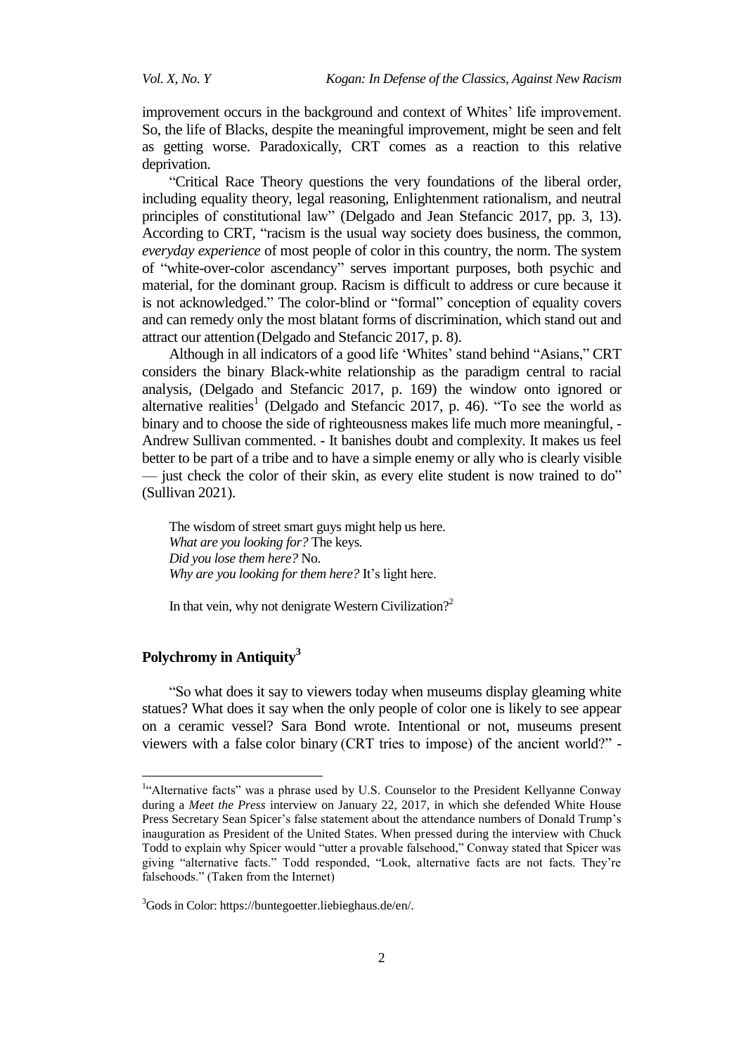improvement occurs in the background and context of Whites' life improvement. So, the life of Blacks, despite the meaningful improvement, might be seen and felt as getting worse. Paradoxically, CRT comes as a reaction to this relative deprivation.

"Critical Race Theory questions the very foundations of the liberal order, including equality theory, legal reasoning, Enlightenment rationalism, and neutral principles of constitutional law" (Delgado and Jean Stefancic 2017, pp. 3, 13). According to CRT, "racism is the usual way society does business, the common, *everyday experience* of most people of color in this country, the norm. The system of "white-over-color ascendancy" serves important purposes, both psychic and material, for the dominant group. Racism is difficult to address or cure because it is not acknowledged." The color-blind or "formal" conception of equality covers and can remedy only the most blatant forms of discrimination, which stand out and attract our attention (Delgado and Stefancic 2017, p. 8).

Although in all indicators of a good life 'Whites' stand behind "Asians," CRT considers the binary Black-white relationship as the paradigm central to racial analysis, (Delgado and Stefancic 2017, p. 169) the window onto ignored or alternative realities[1] (Delgado and Stefancic 2017, p. 46). "To see the world as binary and to choose the side of righteousness makes life much more meaningful, - Andrew Sullivan commented. - It banishes doubt and complexity. It makes us feel better to be part of a tribe and to have a simple enemy or ally who is clearly visible — just check the color of their skin, as every elite student is now trained to do" (Sullivan 2021).

> The wisdom of street smart guys might help us here.
> *What are you looking for?* The keys.
> *Did you lose them here?* No.
> *Why are you looking for them here?* It's light here.
>
> In that vein, why not denigrate Western Civilization?[2]

## Polychromy in Antiquity[3]

"So what does it say to viewers today when museums display gleaming white statues? What does it say when the only people of color one is likely to see appear on a ceramic vessel? Sara Bond wrote. Intentional or not, museums present viewers with a false color binary (CRT tries to impose) of the ancient world?" -

---

[1]"Alternative facts" was a phrase used by U.S. Counselor to the President Kellyanne Conway during a *Meet the Press* interview on January 22, 2017, in which she defended White House Press Secretary Sean Spicer's false statement about the attendance numbers of Donald Trump's inauguration as President of the United States. When pressed during the interview with Chuck Todd to explain why Spicer would "utter a provable falsehood," Conway stated that Spicer was giving "alternative facts." Todd responded, "Look, alternative facts are not facts. They're falsehoods." (Taken from the Internet)

[3]Gods in Color: https://buntegoetter.liebieghaus.de/en/.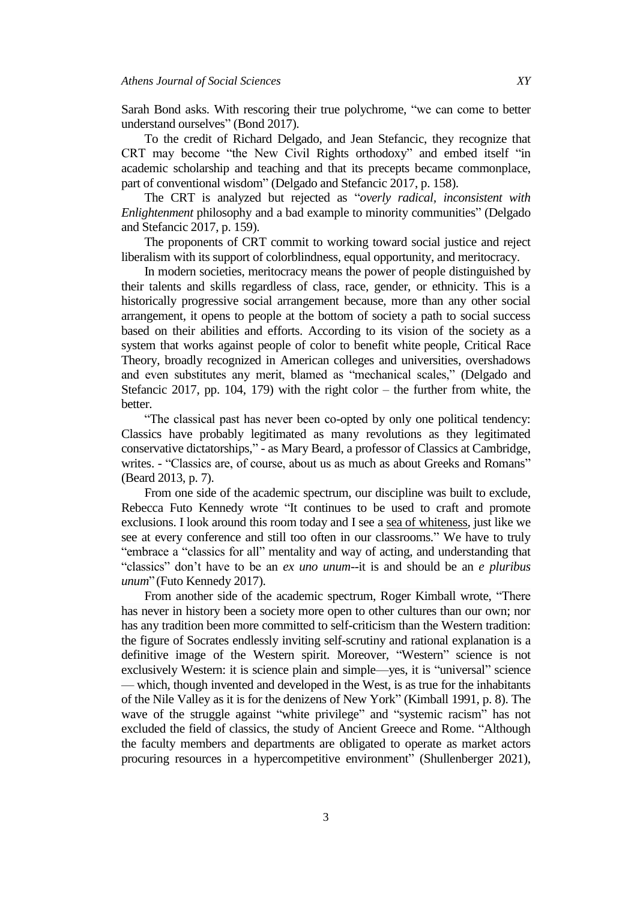Sarah Bond asks. With rescoring their true polychrome, "we can come to better understand ourselves" (Bond 2017).

To the credit of Richard Delgado, and Jean Stefancic, they recognize that CRT may become "the New Civil Rights orthodoxy" and embed itself "in academic scholarship and teaching and that its precepts became commonplace, part of conventional wisdom" (Delgado and Stefancic 2017, p. 158).

The CRT is analyzed but rejected as "*overly radical, inconsistent with Enlightenment* philosophy and a bad example to minority communities" (Delgado and Stefancic 2017, p. 159).

The proponents of CRT commit to working toward social justice and reject liberalism with its support of colorblindness, equal opportunity, and meritocracy.

In modern societies, meritocracy means the power of people distinguished by their talents and skills regardless of class, race, gender, or ethnicity. This is a historically progressive social arrangement because, more than any other social arrangement, it opens to people at the bottom of society a path to social success based on their abilities and efforts. According to its vision of the society as a system that works against people of color to benefit white people, Critical Race Theory, broadly recognized in American colleges and universities, overshadows and even substitutes any merit, blamed as "mechanical scales," (Delgado and Stefancic 2017, pp. 104, 179) with the right color – the further from white, the better.

"The classical past has never been co-opted by only one political tendency: Classics have probably legitimated as many revolutions as they legitimated conservative dictatorships," - as Mary Beard, a professor of Classics at Cambridge, writes. - "Classics are, of course, about us as much as about Greeks and Romans" (Beard 2013, p. 7).

From one side of the academic spectrum, our discipline was built to exclude, Rebecca Futo Kennedy wrote "It continues to be used to craft and promote exclusions. I look around this room today and I see a sea of whiteness, just like we see at every conference and still too often in our classrooms." We have to truly "embrace a "classics for all" mentality and way of acting, and understanding that "classics" don't have to be an *ex uno unum*--it is and should be an *e pluribus unum*" (Futo Kennedy 2017).

From another side of the academic spectrum, Roger Kimball wrote, "There has never in history been a society more open to other cultures than our own; nor has any tradition been more committed to self-criticism than the Western tradition: the figure of Socrates endlessly inviting self-scrutiny and rational explanation is a definitive image of the Western spirit. Moreover, "Western" science is not exclusively Western: it is science plain and simple—yes, it is "universal" science — which, though invented and developed in the West, is as true for the inhabitants of the Nile Valley as it is for the denizens of New York" (Kimball 1991, p. 8). The wave of the struggle against "white privilege" and "systemic racism" has not excluded the field of classics, the study of Ancient Greece and Rome. "Although the faculty members and departments are obligated to operate as market actors procuring resources in a hypercompetitive environment" (Shullenberger 2021),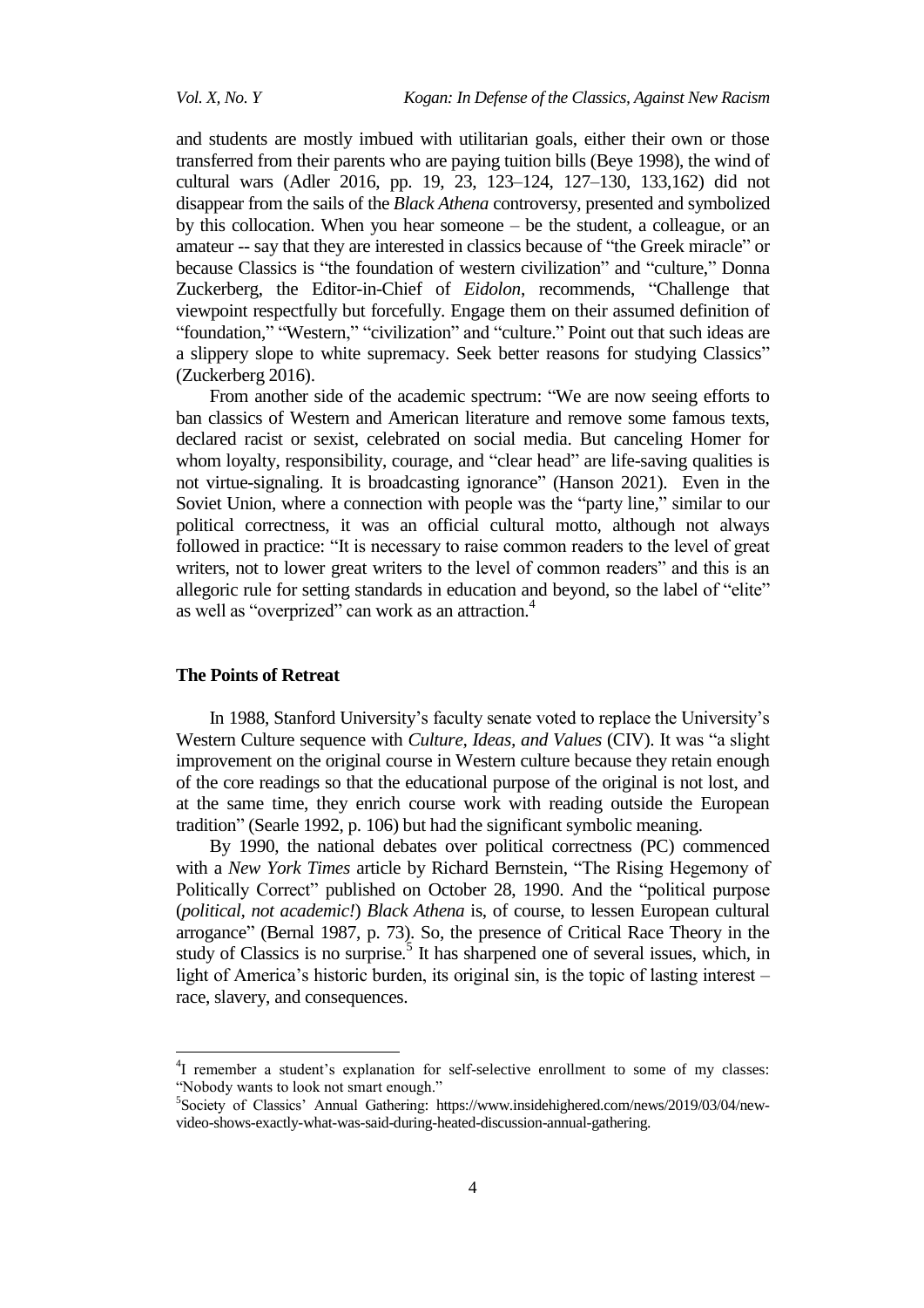and students are mostly imbued with utilitarian goals, either their own or those transferred from their parents who are paying tuition bills (Beye 1998), the wind of cultural wars (Adler 2016, pp. 19, 23, 123–124, 127–130, 133,162) did not disappear from the sails of the *Black Athena* controversy, presented and symbolized by this collocation. When you hear someone – be the student, a colleague, or an amateur -- say that they are interested in classics because of "the Greek miracle" or because Classics is "the foundation of western civilization" and "culture," Donna Zuckerberg, the Editor-in-Chief of *Eidolon*, recommends, "Challenge that viewpoint respectfully but forcefully. Engage them on their assumed definition of "foundation," "Western," "civilization" and "culture." Point out that such ideas are a slippery slope to white supremacy. Seek better reasons for studying Classics" (Zuckerberg 2016).

From another side of the academic spectrum: "We are now seeing efforts to ban classics of Western and American literature and remove some famous texts, declared racist or sexist, celebrated on social media. But canceling Homer for whom loyalty, responsibility, courage, and "clear head" are life-saving qualities is not virtue-signaling. It is broadcasting ignorance" (Hanson 2021). Even in the Soviet Union, where a connection with people was the "party line," similar to our political correctness, it was an official cultural motto, although not always followed in practice: "It is necessary to raise common readers to the level of great writers, not to lower great writers to the level of common readers" and this is an allegoric rule for setting standards in education and beyond, so the label of "elite" as well as "overprized" can work as an attraction.[4]

## The Points of Retreat

In 1988, Stanford University's faculty senate voted to replace the University's Western Culture sequence with *Culture, Ideas, and Values* (CIV). It was "a slight improvement on the original course in Western culture because they retain enough of the core readings so that the educational purpose of the original is not lost, and at the same time, they enrich course work with reading outside the European tradition" (Searle 1992, p. 106) but had the significant symbolic meaning.

By 1990, the national debates over political correctness (PC) commenced with a *New York Times* article by Richard Bernstein, "The Rising Hegemony of Politically Correct" published on October 28, 1990. And the "political purpose (*political, not academic!*) *Black Athena* is, of course, to lessen European cultural arrogance" (Bernal 1987, p. 73). So, the presence of Critical Race Theory in the study of Classics is no surprise.[5] It has sharpened one of several issues, which, in light of America's historic burden, its original sin, is the topic of lasting interest – race, slavery, and consequences.

---

[4] I remember a student's explanation for self-selective enrollment to some of my classes: "Nobody wants to look not smart enough."

[5] Society of Classics' Annual Gathering: https://www.insidehighered.com/news/2019/03/04/new-video-shows-exactly-what-was-said-during-heated-discussion-annual-gathering.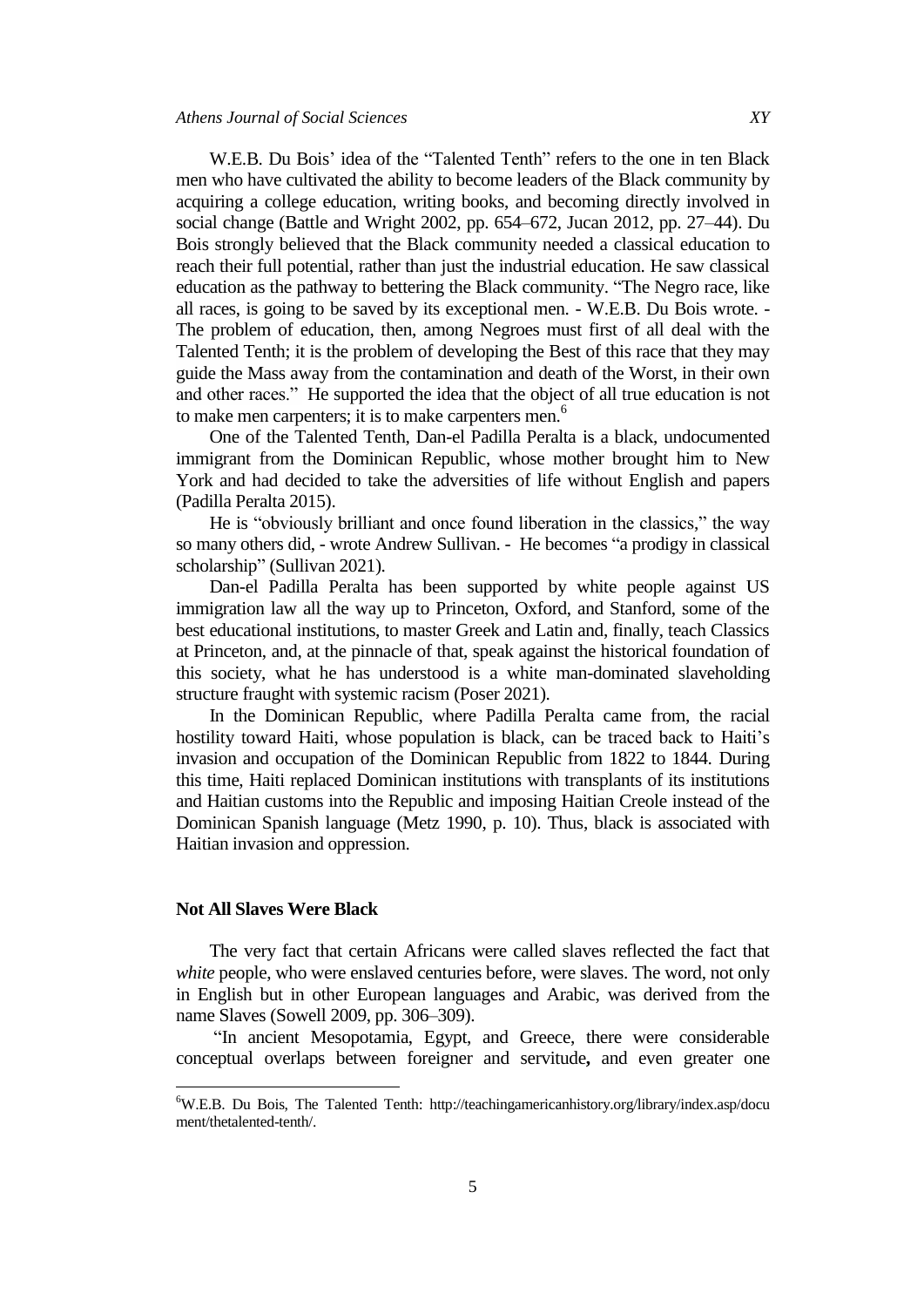W.E.B. Du Bois' idea of the "Talented Tenth" refers to the one in ten Black men who have cultivated the ability to become leaders of the Black community by acquiring a college education, writing books, and becoming directly involved in social change (Battle and Wright 2002, pp. 654–672, Jucan 2012, pp. 27–44). Du Bois strongly believed that the Black community needed a classical education to reach their full potential, rather than just the industrial education. He saw classical education as the pathway to bettering the Black community. "The Negro race, like all races, is going to be saved by its exceptional men. - W.E.B. Du Bois wrote. - The problem of education, then, among Negroes must first of all deal with the Talented Tenth; it is the problem of developing the Best of this race that they may guide the Mass away from the contamination and death of the Worst, in their own and other races." He supported the idea that the object of all true education is not to make men carpenters; it is to make carpenters men.[6]

One of the Talented Tenth, Dan-el Padilla Peralta is a black, undocumented immigrant from the Dominican Republic, whose mother brought him to New York and had decided to take the adversities of life without English and papers (Padilla Peralta 2015).

He is "obviously brilliant and once found liberation in the classics," the way so many others did, - wrote Andrew Sullivan. - He becomes "a prodigy in classical scholarship" (Sullivan 2021).

Dan-el Padilla Peralta has been supported by white people against US immigration law all the way up to Princeton, Oxford, and Stanford, some of the best educational institutions, to master Greek and Latin and, finally, teach Classics at Princeton, and, at the pinnacle of that, speak against the historical foundation of this society, what he has understood is a white man-dominated slaveholding structure fraught with systemic racism (Poser 2021).

In the Dominican Republic, where Padilla Peralta came from, the racial hostility toward Haiti, whose population is black, can be traced back to Haiti's invasion and occupation of the Dominican Republic from 1822 to 1844. During this time, Haiti replaced Dominican institutions with transplants of its institutions and Haitian customs into the Republic and imposing Haitian Creole instead of the Dominican Spanish language (Metz 1990, p. 10). Thus, black is associated with Haitian invasion and oppression.

## Not All Slaves Were Black

The very fact that certain Africans were called slaves reflected the fact that *white* people, who were enslaved centuries before, were slaves. The word, not only in English but in other European languages and Arabic, was derived from the name Slaves (Sowell 2009, pp. 306–309).

"In ancient Mesopotamia, Egypt, and Greece, there were considerable conceptual overlaps between foreigner and servitude**,** and even greater one

[6] W.E.B. Du Bois, The Talented Tenth: http://teachingamericanhistory.org/library/index.asp/document/thetalented-tenth/.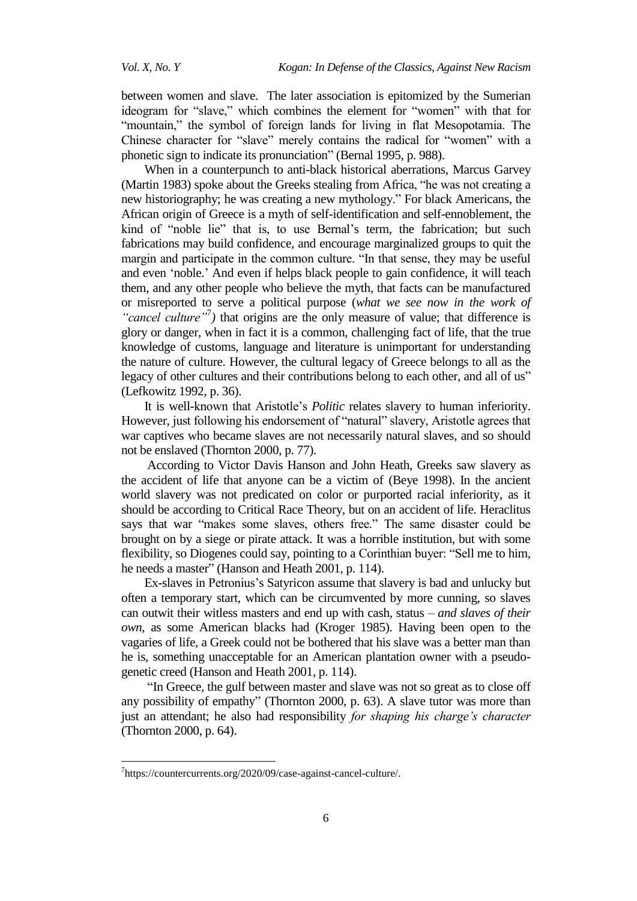between women and slave. The later association is epitomized by the Sumerian ideogram for "slave," which combines the element for "women" with that for "mountain," the symbol of foreign lands for living in flat Mesopotamia. The Chinese character for "slave" merely contains the radical for "women" with a phonetic sign to indicate its pronunciation" (Bernal 1995, p. 988).

When in a counterpunch to anti-black historical aberrations, Marcus Garvey (Martin 1983) spoke about the Greeks stealing from Africa, "he was not creating a new historiography; he was creating a new mythology." For black Americans, the African origin of Greece is a myth of self-identification and self-ennoblement, the kind of "noble lie" that is, to use Bernal's term, the fabrication; but such fabrications may build confidence, and encourage marginalized groups to quit the margin and participate in the common culture. "In that sense, they may be useful and even 'noble.' And even if helps black people to gain confidence, it will teach them, and any other people who believe the myth, that facts can be manufactured or misreported to serve a political purpose (*what we see now in the work of "cancel culture"*[7]) that origins are the only measure of value; that difference is glory or danger, when in fact it is a common, challenging fact of life, that the true knowledge of customs, language and literature is unimportant for understanding the nature of culture. However, the cultural legacy of Greece belongs to all as the legacy of other cultures and their contributions belong to each other, and all of us" (Lefkowitz 1992, p. 36).

It is well-known that Aristotle's *Politic* relates slavery to human inferiority. However, just following his endorsement of "natural" slavery, Aristotle agrees that war captives who became slaves are not necessarily natural slaves, and so should not be enslaved (Thornton 2000, p. 77).

According to Victor Davis Hanson and John Heath, Greeks saw slavery as the accident of life that anyone can be a victim of (Beye 1998). In the ancient world slavery was not predicated on color or purported racial inferiority, as it should be according to Critical Race Theory, but on an accident of life. Heraclitus says that war "makes some slaves, others free." The same disaster could be brought on by a siege or pirate attack. It was a horrible institution, but with some flexibility, so Diogenes could say, pointing to a Corinthian buyer: "Sell me to him, he needs a master" (Hanson and Heath 2001, p. 114).

Ex-slaves in Petronius's Satyricon assume that slavery is bad and unlucky but often a temporary start, which can be circumvented by more cunning, so slaves can outwit their witless masters and end up with cash, status – *and slaves of their own*, as some American blacks had (Kroger 1985). Having been open to the vagaries of life, a Greek could not be bothered that his slave was a better man than he is, something unacceptable for an American plantation owner with a pseudo-genetic creed (Hanson and Heath 2001, p. 114).

"In Greece, the gulf between master and slave was not so great as to close off any possibility of empathy" (Thornton 2000, p. 63). A slave tutor was more than just an attendant; he also had responsibility *for shaping his charge's character* (Thornton 2000, p. 64).

---

[7] https://countercurrents.org/2020/09/case-against-cancel-culture/.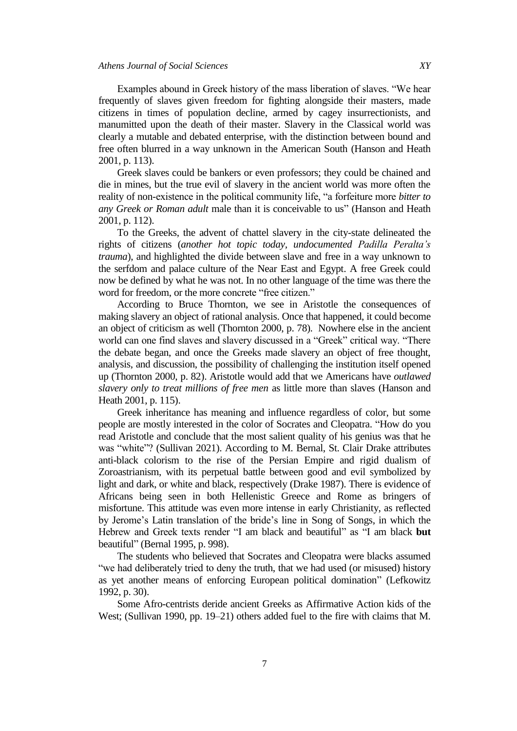Examples abound in Greek history of the mass liberation of slaves. "We hear frequently of slaves given freedom for fighting alongside their masters, made citizens in times of population decline, armed by cagey insurrectionists, and manumitted upon the death of their master. Slavery in the Classical world was clearly a mutable and debated enterprise, with the distinction between bound and free often blurred in a way unknown in the American South (Hanson and Heath 2001, p. 113).

Greek slaves could be bankers or even professors; they could be chained and die in mines, but the true evil of slavery in the ancient world was more often the reality of non-existence in the political community life, "a forfeiture more *bitter to any Greek or Roman adult* male than it is conceivable to us" (Hanson and Heath 2001, p. 112).

To the Greeks, the advent of chattel slavery in the city-state delineated the rights of citizens (*another hot topic today, undocumented Padilla Peralta's trauma*), and highlighted the divide between slave and free in a way unknown to the serfdom and palace culture of the Near East and Egypt. A free Greek could now be defined by what he was not. In no other language of the time was there the word for freedom, or the more concrete "free citizen."

According to Bruce Thornton, we see in Aristotle the consequences of making slavery an object of rational analysis. Once that happened, it could become an object of criticism as well (Thornton 2000, p. 78). Nowhere else in the ancient world can one find slaves and slavery discussed in a "Greek" critical way. "There the debate began, and once the Greeks made slavery an object of free thought, analysis, and discussion, the possibility of challenging the institution itself opened up (Thornton 2000, p. 82). Aristotle would add that we Americans have *outlawed slavery only to treat millions of free men* as little more than slaves (Hanson and Heath 2001, p. 115).

Greek inheritance has meaning and influence regardless of color, but some people are mostly interested in the color of Socrates and Cleopatra. "How do you read Aristotle and conclude that the most salient quality of his genius was that he was "white"? (Sullivan 2021). According to M. Bernal, St. Clair Drake attributes anti-black colorism to the rise of the Persian Empire and rigid dualism of Zoroastrianism, with its perpetual battle between good and evil symbolized by light and dark, or white and black, respectively (Drake 1987). There is evidence of Africans being seen in both Hellenistic Greece and Rome as bringers of misfortune. This attitude was even more intense in early Christianity, as reflected by Jerome's Latin translation of the bride's line in Song of Songs, in which the Hebrew and Greek texts render "I am black and beautiful" as "I am black **but** beautiful" (Bernal 1995, p. 998).

The students who believed that Socrates and Cleopatra were blacks assumed "we had deliberately tried to deny the truth, that we had used (or misused) history as yet another means of enforcing European political domination" (Lefkowitz 1992, p. 30).

Some Afro-centrists deride ancient Greeks as Affirmative Action kids of the West; (Sullivan 1990, pp. 19–21) others added fuel to the fire with claims that M.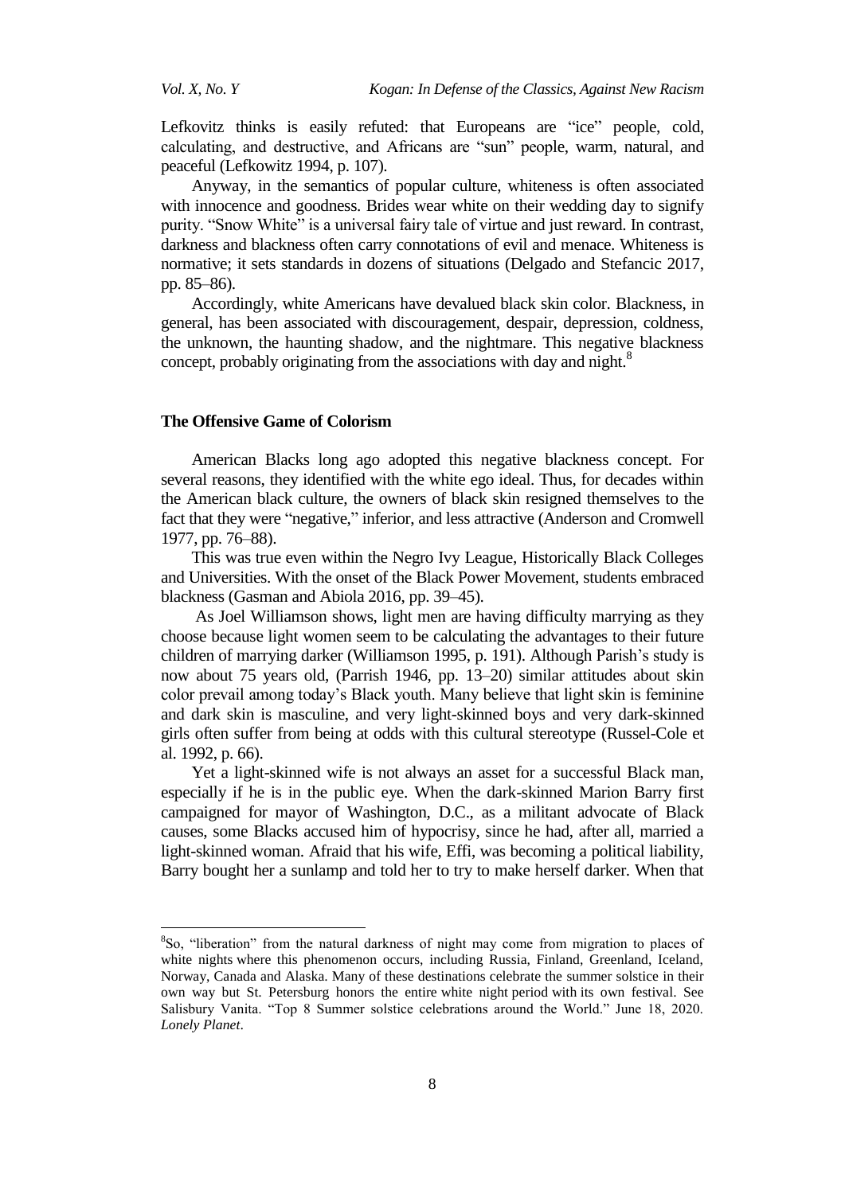Lefkovitz thinks is easily refuted: that Europeans are "ice" people, cold, calculating, and destructive, and Africans are "sun" people, warm, natural, and peaceful (Lefkowitz 1994, p. 107).

Anyway, in the semantics of popular culture, whiteness is often associated with innocence and goodness. Brides wear white on their wedding day to signify purity. "Snow White" is a universal fairy tale of virtue and just reward. In contrast, darkness and blackness often carry connotations of evil and menace. Whiteness is normative; it sets standards in dozens of situations (Delgado and Stefancic 2017, pp. 85–86).

Accordingly, white Americans have devalued black skin color. Blackness, in general, has been associated with discouragement, despair, depression, coldness, the unknown, the haunting shadow, and the nightmare. This negative blackness concept, probably originating from the associations with day and night.[8]

## The Offensive Game of Colorism

American Blacks long ago adopted this negative blackness concept. For several reasons, they identified with the white ego ideal. Thus, for decades within the American black culture, the owners of black skin resigned themselves to the fact that they were "negative," inferior, and less attractive (Anderson and Cromwell 1977, pp. 76–88).

This was true even within the Negro Ivy League, Historically Black Colleges and Universities. With the onset of the Black Power Movement, students embraced blackness (Gasman and Abiola 2016, pp. 39–45).

As Joel Williamson shows, light men are having difficulty marrying as they choose because light women seem to be calculating the advantages to their future children of marrying darker (Williamson 1995, p. 191). Although Parish's study is now about 75 years old, (Parrish 1946, pp. 13–20) similar attitudes about skin color prevail among today's Black youth. Many believe that light skin is feminine and dark skin is masculine, and very light-skinned boys and very dark-skinned girls often suffer from being at odds with this cultural stereotype (Russel-Cole et al. 1992, p. 66).

Yet a light-skinned wife is not always an asset for a successful Black man, especially if he is in the public eye. When the dark-skinned Marion Barry first campaigned for mayor of Washington, D.C., as a militant advocate of Black causes, some Blacks accused him of hypocrisy, since he had, after all, married a light-skinned woman. Afraid that his wife, Effi, was becoming a political liability, Barry bought her a sunlamp and told her to try to make herself darker. When that

---

[8]So, "liberation" from the natural darkness of night may come from migration to places of white nights where this phenomenon occurs, including Russia, Finland, Greenland, Iceland, Norway, Canada and Alaska. Many of these destinations celebrate the summer solstice in their own way but St. Petersburg honors the entire white night period with its own festival. See Salisbury Vanita. "Top 8 Summer solstice celebrations around the World." June 18, 2020. *Lonely Planet*.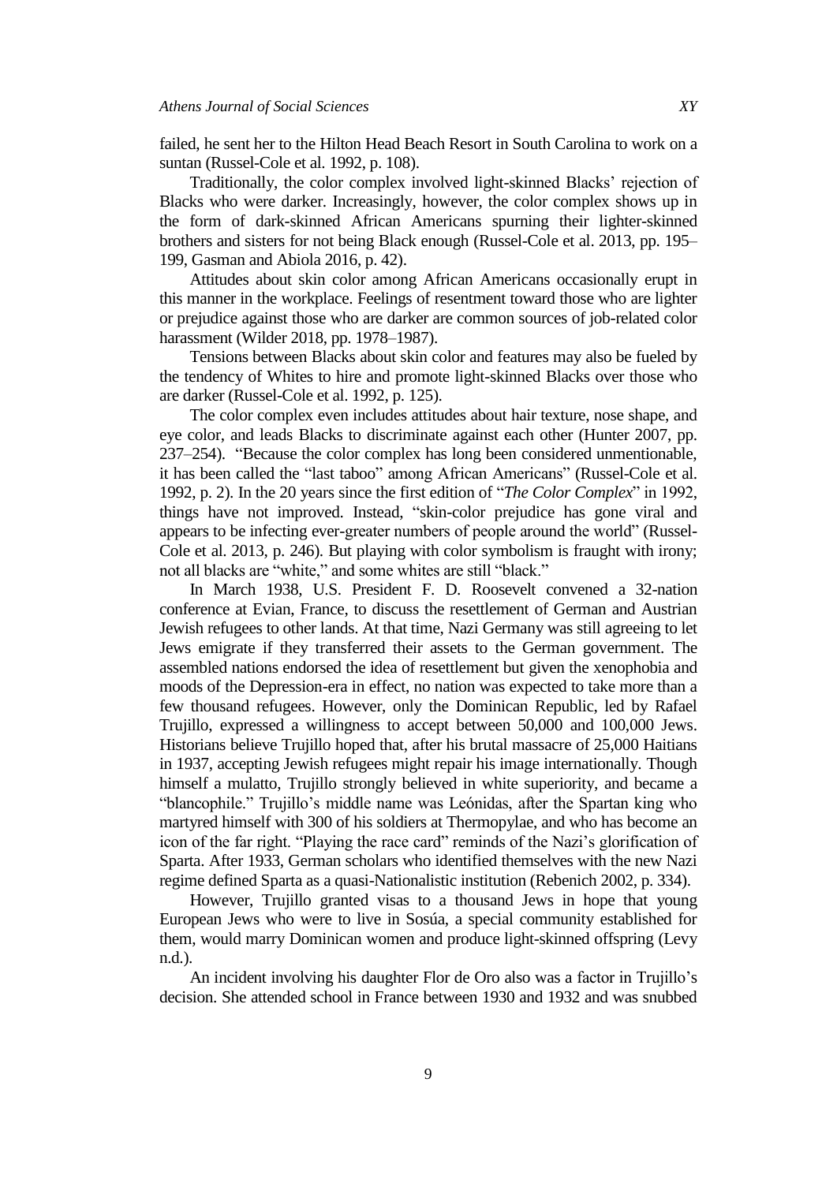failed, he sent her to the Hilton Head Beach Resort in South Carolina to work on a suntan (Russel-Cole et al. 1992, p. 108).

Traditionally, the color complex involved light-skinned Blacks' rejection of Blacks who were darker. Increasingly, however, the color complex shows up in the form of dark-skinned African Americans spurning their lighter-skinned brothers and sisters for not being Black enough (Russel-Cole et al. 2013, pp. 195–199, Gasman and Abiola 2016, p. 42).

Attitudes about skin color among African Americans occasionally erupt in this manner in the workplace. Feelings of resentment toward those who are lighter or prejudice against those who are darker are common sources of job-related color harassment (Wilder 2018, pp. 1978–1987).

Tensions between Blacks about skin color and features may also be fueled by the tendency of Whites to hire and promote light-skinned Blacks over those who are darker (Russel-Cole et al. 1992, p. 125).

The color complex even includes attitudes about hair texture, nose shape, and eye color, and leads Blacks to discriminate against each other (Hunter 2007, pp. 237–254). "Because the color complex has long been considered unmentionable, it has been called the "last taboo" among African Americans" (Russel-Cole et al. 1992, p. 2). In the 20 years since the first edition of "*The Color Complex*" in 1992, things have not improved. Instead, "skin-color prejudice has gone viral and appears to be infecting ever-greater numbers of people around the world" (Russel-Cole et al. 2013, p. 246). But playing with color symbolism is fraught with irony; not all blacks are "white," and some whites are still "black."

In March 1938, U.S. President F. D. Roosevelt convened a 32-nation conference at Evian, France, to discuss the resettlement of German and Austrian Jewish refugees to other lands. At that time, Nazi Germany was still agreeing to let Jews emigrate if they transferred their assets to the German government. The assembled nations endorsed the idea of resettlement but given the xenophobia and moods of the Depression-era in effect, no nation was expected to take more than a few thousand refugees. However, only the Dominican Republic, led by Rafael Trujillo, expressed a willingness to accept between 50,000 and 100,000 Jews. Historians believe Trujillo hoped that, after his brutal massacre of 25,000 Haitians in 1937, accepting Jewish refugees might repair his image internationally. Though himself a mulatto, Trujillo strongly believed in white superiority, and became a "blancophile." Trujillo's middle name was Leónidas, after the Spartan king who martyred himself with 300 of his soldiers at Thermopylae, and who has become an icon of the far right. "Playing the race card" reminds of the Nazi's glorification of Sparta. After 1933, German scholars who identified themselves with the new Nazi regime defined Sparta as a quasi-Nationalistic institution (Rebenich 2002, p. 334).

However, Trujillo granted visas to a thousand Jews in hope that young European Jews who were to live in Sosúa, a special community established for them, would marry Dominican women and produce light-skinned offspring (Levy n.d.).

An incident involving his daughter Flor de Oro also was a factor in Trujillo's decision. She attended school in France between 1930 and 1932 and was snubbed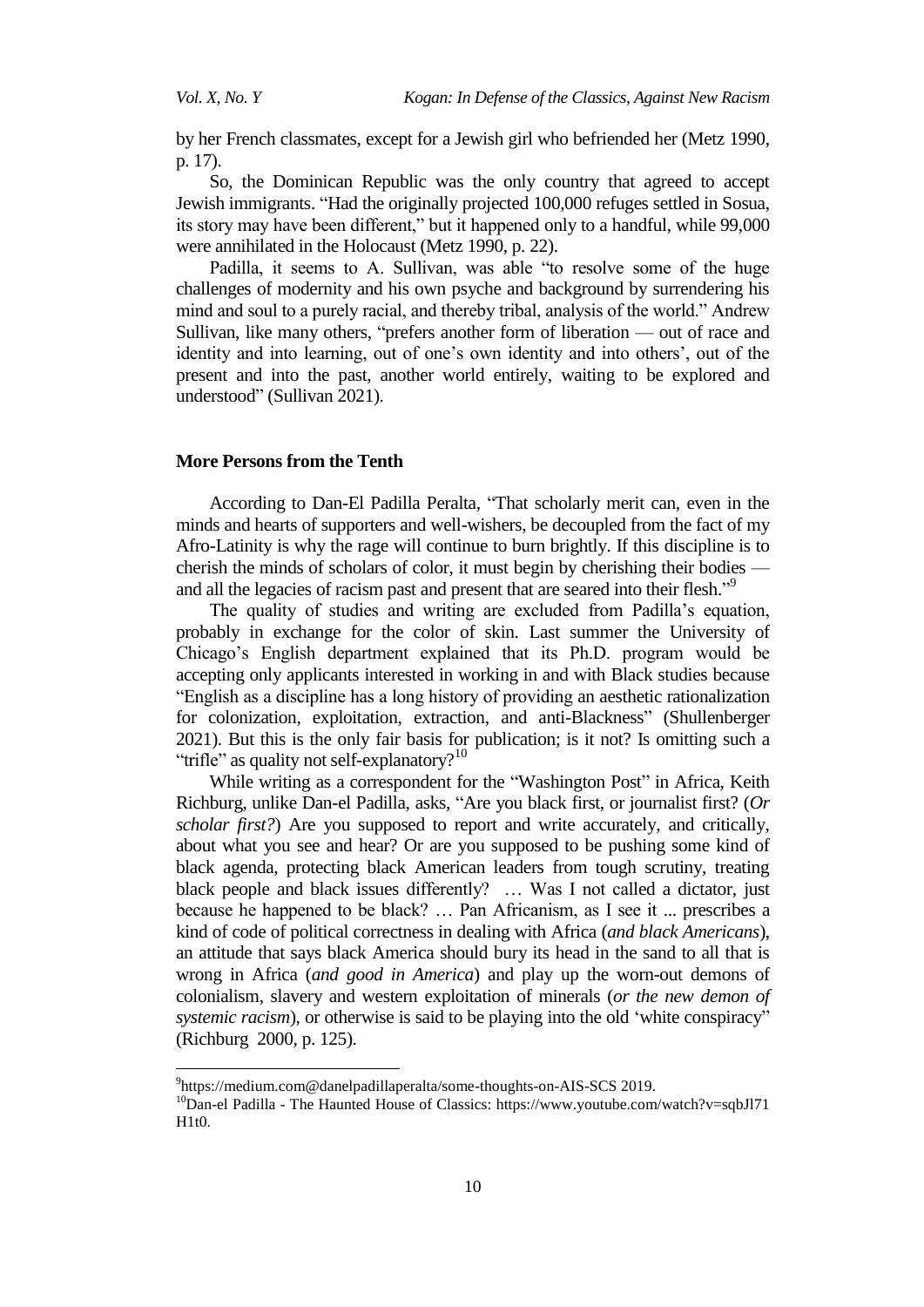by her French classmates, except for a Jewish girl who befriended her (Metz 1990, p. 17).

So, the Dominican Republic was the only country that agreed to accept Jewish immigrants. "Had the originally projected 100,000 refuges settled in Sosua, its story may have been different," but it happened only to a handful, while 99,000 were annihilated in the Holocaust (Metz 1990, p. 22).

Padilla, it seems to A. Sullivan, was able "to resolve some of the huge challenges of modernity and his own psyche and background by surrendering his mind and soul to a purely racial, and thereby tribal, analysis of the world." Andrew Sullivan, like many others, "prefers another form of liberation — out of race and identity and into learning, out of one's own identity and into others', out of the present and into the past, another world entirely, waiting to be explored and understood" (Sullivan 2021).

## More Persons from the Tenth

According to Dan-El Padilla Peralta, "That scholarly merit can, even in the minds and hearts of supporters and well-wishers, be decoupled from the fact of my Afro-Latinity is why the rage will continue to burn brightly. If this discipline is to cherish the minds of scholars of color, it must begin by cherishing their bodies — and all the legacies of racism past and present that are seared into their flesh."[9]

The quality of studies and writing are excluded from Padilla's equation, probably in exchange for the color of skin. Last summer the University of Chicago's English department explained that its Ph.D. program would be accepting only applicants interested in working in and with Black studies because "English as a discipline has a long history of providing an aesthetic rationalization for colonization, exploitation, extraction, and anti-Blackness" (Shullenberger 2021). But this is the only fair basis for publication; is it not? Is omitting such a "trifle" as quality not self-explanatory?[10]

While writing as a correspondent for the "Washington Post" in Africa, Keith Richburg, unlike Dan-el Padilla, asks, "Are you black first, or journalist first? (*Or scholar first?*) Are you supposed to report and write accurately, and critically, about what you see and hear? Or are you supposed to be pushing some kind of black agenda, protecting black American leaders from tough scrutiny, treating black people and black issues differently? … Was I not called a dictator, just because he happened to be black? … Pan Africanism, as I see it ... prescribes a kind of code of political correctness in dealing with Africa (*and black Americans*), an attitude that says black America should bury its head in the sand to all that is wrong in Africa (*and good in America*) and play up the worn-out demons of colonialism, slavery and western exploitation of minerals (*or the new demon of systemic racism*), or otherwise is said to be playing into the old 'white conspiracy" (Richburg 2000, p. 125).

---

[9]https://medium.com@danelpadillaperalta/some-thoughts-on-AIS-SCS 2019.

[10]Dan-el Padilla - The Haunted House of Classics: https://www.youtube.com/watch?v=sqbJl71H1t0.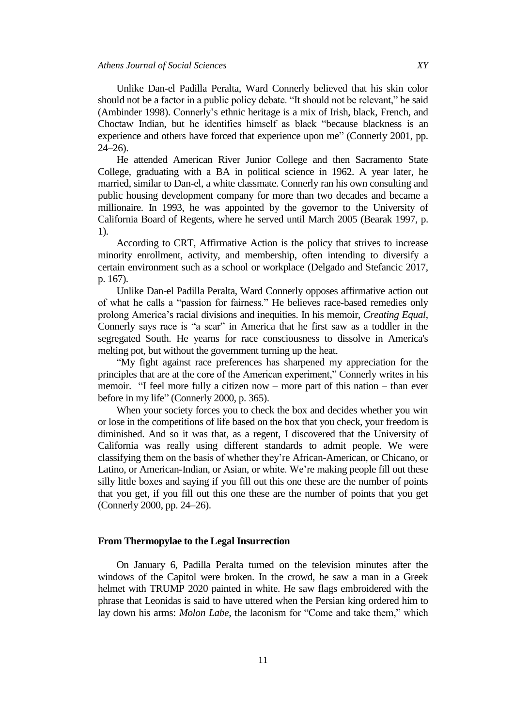Unlike Dan-el Padilla Peralta, Ward Connerly believed that his skin color should not be a factor in a public policy debate. "It should not be relevant," he said (Ambinder 1998). Connerly's ethnic heritage is a mix of Irish, black, French, and Choctaw Indian, but he identifies himself as black "because blackness is an experience and others have forced that experience upon me" (Connerly 2001, pp. 24–26).

He attended American River Junior College and then Sacramento State College, graduating with a BA in political science in 1962. A year later, he married, similar to Dan-el, a white classmate. Connerly ran his own consulting and public housing development company for more than two decades and became a millionaire. In 1993, he was appointed by the governor to the University of California Board of Regents, where he served until March 2005 (Bearak 1997, p. 1).

According to CRT, Affirmative Action is the policy that strives to increase minority enrollment, activity, and membership, often intending to diversify a certain environment such as a school or workplace (Delgado and Stefancic 2017, p. 167).

Unlike Dan-el Padilla Peralta, Ward Connerly opposes affirmative action out of what he calls a "passion for fairness." He believes race-based remedies only prolong America's racial divisions and inequities. In his memoir, *Creating Equal*, Connerly says race is "a scar" in America that he first saw as a toddler in the segregated South. He yearns for race consciousness to dissolve in America's melting pot, but without the government turning up the heat.

"My fight against race preferences has sharpened my appreciation for the principles that are at the core of the American experiment," Connerly writes in his memoir. "I feel more fully a citizen now – more part of this nation – than ever before in my life" (Connerly 2000, p. 365).

When your society forces you to check the box and decides whether you win or lose in the competitions of life based on the box that you check, your freedom is diminished. And so it was that, as a regent, I discovered that the University of California was really using different standards to admit people. We were classifying them on the basis of whether they're African-American, or Chicano, or Latino, or American-Indian, or Asian, or white. We're making people fill out these silly little boxes and saying if you fill out this one these are the number of points that you get, if you fill out this one these are the number of points that you get (Connerly 2000, pp. 24–26).

## From Thermopylae to the Legal Insurrection

On January 6, Padilla Peralta turned on the television minutes after the windows of the Capitol were broken. In the crowd, he saw a man in a Greek helmet with TRUMP 2020 painted in white. He saw flags embroidered with the phrase that Leonidas is said to have uttered when the Persian king ordered him to lay down his arms: *Molon Labe*, the laconism for "Come and take them," which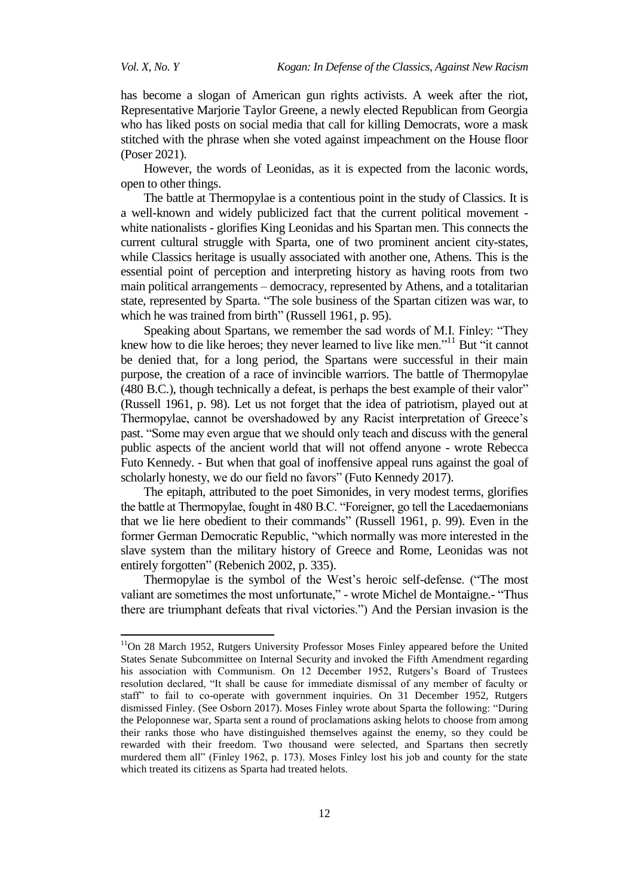has become a slogan of American gun rights activists. A week after the riot, Representative Marjorie Taylor Greene, a newly elected Republican from Georgia who has liked posts on social media that call for killing Democrats, wore a mask stitched with the phrase when she voted against impeachment on the House floor (Poser 2021).

However, the words of Leonidas, as it is expected from the laconic words, open to other things.

The battle at Thermopylae is a contentious point in the study of Classics. It is a well-known and widely publicized fact that the current political movement - white nationalists - glorifies King Leonidas and his Spartan men. This connects the current cultural struggle with Sparta, one of two prominent ancient city-states, while Classics heritage is usually associated with another one, Athens. This is the essential point of perception and interpreting history as having roots from two main political arrangements – democracy, represented by Athens, and a totalitarian state, represented by Sparta. "The sole business of the Spartan citizen was war, to which he was trained from birth" (Russell 1961, p. 95).

Speaking about Spartans, we remember the sad words of M.I. Finley: "They knew how to die like heroes; they never learned to live like men."[11] But "it cannot be denied that, for a long period, the Spartans were successful in their main purpose, the creation of a race of invincible warriors. The battle of Thermopylae (480 B.C.), though technically a defeat, is perhaps the best example of their valor" (Russell 1961, p. 98). Let us not forget that the idea of patriotism, played out at Thermopylae, cannot be overshadowed by any Racist interpretation of Greece's past. "Some may even argue that we should only teach and discuss with the general public aspects of the ancient world that will not offend anyone - wrote Rebecca Futo Kennedy. - But when that goal of inoffensive appeal runs against the goal of scholarly honesty, we do our field no favors" (Futo Kennedy 2017).

The epitaph, attributed to the poet Simonides, in very modest terms, glorifies the battle at Thermopylae, fought in 480 B.C. "Foreigner, go tell the Lacedaemonians that we lie here obedient to their commands" (Russell 1961, p. 99). Even in the former German Democratic Republic, "which normally was more interested in the slave system than the military history of Greece and Rome, Leonidas was not entirely forgotten" (Rebenich 2002, p. 335).

Thermopylae is the symbol of the West's heroic self-defense. ("The most valiant are sometimes the most unfortunate," - wrote Michel de Montaigne.- "Thus there are triumphant defeats that rival victories.") And the Persian invasion is the

[11]On 28 March 1952, Rutgers University Professor Moses Finley appeared before the United States Senate Subcommittee on Internal Security and invoked the Fifth Amendment regarding his association with Communism. On 12 December 1952, Rutgers's Board of Trustees resolution declared, "It shall be cause for immediate dismissal of any member of faculty or staff" to fail to co-operate with government inquiries. On 31 December 1952, Rutgers dismissed Finley. (See Osborn 2017). Moses Finley wrote about Sparta the following: "During the Peloponnese war, Sparta sent a round of proclamations asking helots to choose from among their ranks those who have distinguished themselves against the enemy, so they could be rewarded with their freedom. Two thousand were selected, and Spartans then secretly murdered them all" (Finley 1962, p. 173). Moses Finley lost his job and county for the state which treated its citizens as Sparta had treated helots.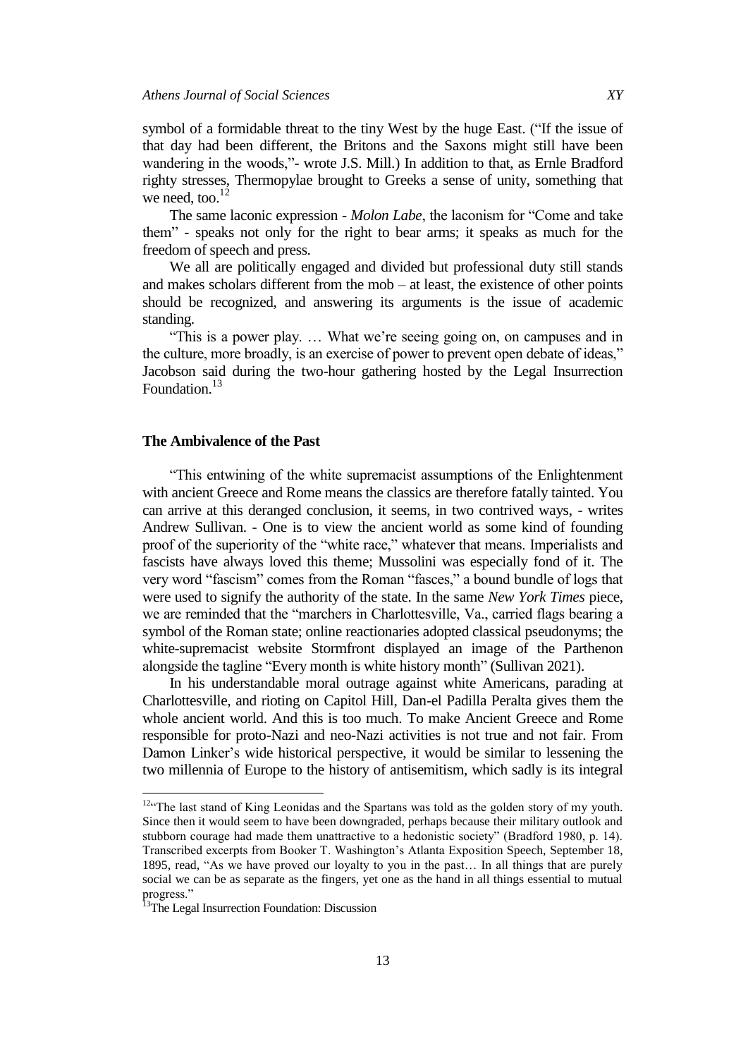symbol of a formidable threat to the tiny West by the huge East. ("If the issue of that day had been different, the Britons and the Saxons might still have been wandering in the woods,"- wrote J.S. Mill.) In addition to that, as Ernle Bradford righty stresses, Thermopylae brought to Greeks a sense of unity, something that we need, too.[12]

The same laconic expression - *Molon Labe*, the laconism for "Come and take them" - speaks not only for the right to bear arms; it speaks as much for the freedom of speech and press.

We all are politically engaged and divided but professional duty still stands and makes scholars different from the mob – at least, the existence of other points should be recognized, and answering its arguments is the issue of academic standing.

"This is a power play. … What we're seeing going on, on campuses and in the culture, more broadly, is an exercise of power to prevent open debate of ideas," Jacobson said during the two-hour gathering hosted by the Legal Insurrection Foundation.[13]

## The Ambivalence of the Past

"This entwining of the white supremacist assumptions of the Enlightenment with ancient Greece and Rome means the classics are therefore fatally tainted. You can arrive at this deranged conclusion, it seems, in two contrived ways, - writes Andrew Sullivan. - One is to view the ancient world as some kind of founding proof of the superiority of the "white race," whatever that means. Imperialists and fascists have always loved this theme; Mussolini was especially fond of it. The very word "fascism" comes from the Roman "fasces," a bound bundle of logs that were used to signify the authority of the state. In the same *New York Times* piece, we are reminded that the "marchers in Charlottesville, Va., carried flags bearing a symbol of the Roman state; online reactionaries adopted classical pseudonyms; the white-supremacist website Stormfront displayed an image of the Parthenon alongside the tagline "Every month is white history month" (Sullivan 2021).

In his understandable moral outrage against white Americans, parading at Charlottesville, and rioting on Capitol Hill, Dan-el Padilla Peralta gives them the whole ancient world. And this is too much. To make Ancient Greece and Rome responsible for proto-Nazi and neo-Nazi activities is not true and not fair. From Damon Linker's wide historical perspective, it would be similar to lessening the two millennia of Europe to the history of antisemitism, which sadly is its integral

---

[12]"The last stand of King Leonidas and the Spartans was told as the golden story of my youth. Since then it would seem to have been downgraded, perhaps because their military outlook and stubborn courage had made them unattractive to a hedonistic society" (Bradford 1980, p. 14). Transcribed excerpts from Booker T. Washington's Atlanta Exposition Speech, September 18, 1895, read, "As we have proved our loyalty to you in the past… In all things that are purely social we can be as separate as the fingers, yet one as the hand in all things essential to mutual progress."

[13]The Legal Insurrection Foundation: Discussion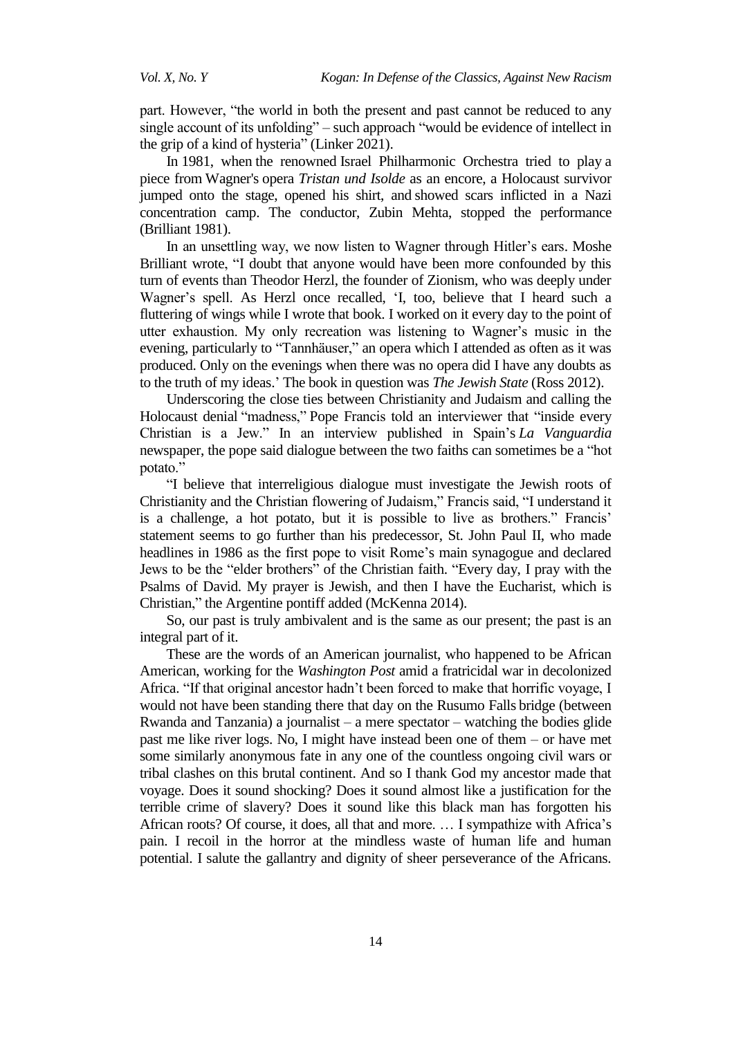part. However, "the world in both the present and past cannot be reduced to any single account of its unfolding" – such approach "would be evidence of intellect in the grip of a kind of hysteria" (Linker 2021).

In 1981, when the renowned Israel Philharmonic Orchestra tried to play a piece from Wagner's opera *Tristan und Isolde* as an encore, a Holocaust survivor jumped onto the stage, opened his shirt, and showed scars inflicted in a Nazi concentration camp. The conductor, Zubin Mehta, stopped the performance (Brilliant 1981).

In an unsettling way, we now listen to Wagner through Hitler's ears. Moshe Brilliant wrote, "I doubt that anyone would have been more confounded by this turn of events than Theodor Herzl, the founder of Zionism, who was deeply under Wagner's spell. As Herzl once recalled, 'I, too, believe that I heard such a fluttering of wings while I wrote that book. I worked on it every day to the point of utter exhaustion. My only recreation was listening to Wagner's music in the evening, particularly to "Tannhäuser," an opera which I attended as often as it was produced. Only on the evenings when there was no opera did I have any doubts as to the truth of my ideas.' The book in question was *The Jewish State* (Ross 2012).

Underscoring the close ties between Christianity and Judaism and calling the Holocaust denial "madness," Pope Francis told an interviewer that "inside every Christian is a Jew." In an interview published in Spain's *La Vanguardia* newspaper, the pope said dialogue between the two faiths can sometimes be a "hot potato."

"I believe that interreligious dialogue must investigate the Jewish roots of Christianity and the Christian flowering of Judaism," Francis said, "I understand it is a challenge, a hot potato, but it is possible to live as brothers." Francis' statement seems to go further than his predecessor, St. John Paul II, who made headlines in 1986 as the first pope to visit Rome's main synagogue and declared Jews to be the "elder brothers" of the Christian faith. "Every day, I pray with the Psalms of David. My prayer is Jewish, and then I have the Eucharist, which is Christian," the Argentine pontiff added (McKenna 2014).

So, our past is truly ambivalent and is the same as our present; the past is an integral part of it.

These are the words of an American journalist, who happened to be African American, working for the *Washington Post* amid a fratricidal war in decolonized Africa. "If that original ancestor hadn't been forced to make that horrific voyage, I would not have been standing there that day on the Rusumo Falls bridge (between Rwanda and Tanzania) a journalist – a mere spectator – watching the bodies glide past me like river logs. No, I might have instead been one of them – or have met some similarly anonymous fate in any one of the countless ongoing civil wars or tribal clashes on this brutal continent. And so I thank God my ancestor made that voyage. Does it sound shocking? Does it sound almost like a justification for the terrible crime of slavery? Does it sound like this black man has forgotten his African roots? Of course, it does, all that and more. … I sympathize with Africa's pain. I recoil in the horror at the mindless waste of human life and human potential. I salute the gallantry and dignity of sheer perseverance of the Africans.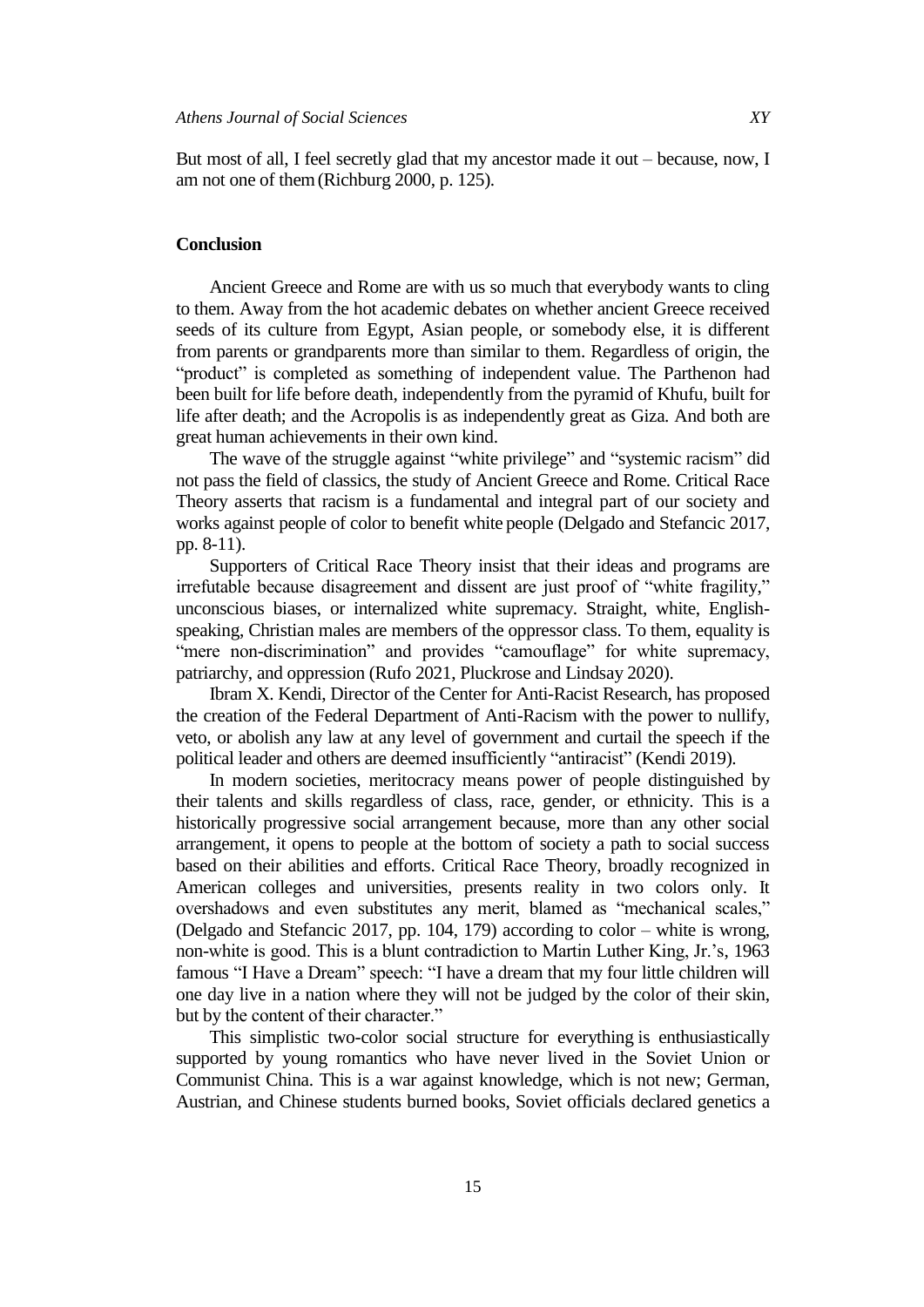But most of all, I feel secretly glad that my ancestor made it out – because, now, I am not one of them (Richburg 2000, p. 125).

## Conclusion

Ancient Greece and Rome are with us so much that everybody wants to cling to them. Away from the hot academic debates on whether ancient Greece received seeds of its culture from Egypt, Asian people, or somebody else, it is different from parents or grandparents more than similar to them. Regardless of origin, the "product" is completed as something of independent value. The Parthenon had been built for life before death, independently from the pyramid of Khufu, built for life after death; and the Acropolis is as independently great as Giza. And both are great human achievements in their own kind.

The wave of the struggle against "white privilege" and "systemic racism" did not pass the field of classics, the study of Ancient Greece and Rome. Critical Race Theory asserts that racism is a fundamental and integral part of our society and works against people of color to benefit white people (Delgado and Stefancic 2017, pp. 8-11).

Supporters of Critical Race Theory insist that their ideas and programs are irrefutable because disagreement and dissent are just proof of "white fragility," unconscious biases, or internalized white supremacy. Straight, white, English-speaking, Christian males are members of the oppressor class. To them, equality is "mere non-discrimination" and provides "camouflage" for white supremacy, patriarchy, and oppression (Rufo 2021, Pluckrose and Lindsay 2020).

Ibram X. Kendi, Director of the Center for Anti-Racist Research, has proposed the creation of the Federal Department of Anti-Racism with the power to nullify, veto, or abolish any law at any level of government and curtail the speech if the political leader and others are deemed insufficiently "antiracist" (Kendi 2019).

In modern societies, meritocracy means power of people distinguished by their talents and skills regardless of class, race, gender, or ethnicity. This is a historically progressive social arrangement because, more than any other social arrangement, it opens to people at the bottom of society a path to social success based on their abilities and efforts. Critical Race Theory, broadly recognized in American colleges and universities, presents reality in two colors only. It overshadows and even substitutes any merit, blamed as "mechanical scales," (Delgado and Stefancic 2017, pp. 104, 179) according to color – white is wrong, non-white is good. This is a blunt contradiction to Martin Luther King, Jr.'s, 1963 famous "I Have a Dream" speech: "I have a dream that my four little children will one day live in a nation where they will not be judged by the color of their skin, but by the content of their character."

This simplistic two-color social structure for everything is enthusiastically supported by young romantics who have never lived in the Soviet Union or Communist China. This is a war against knowledge, which is not new; German, Austrian, and Chinese students burned books, Soviet officials declared genetics a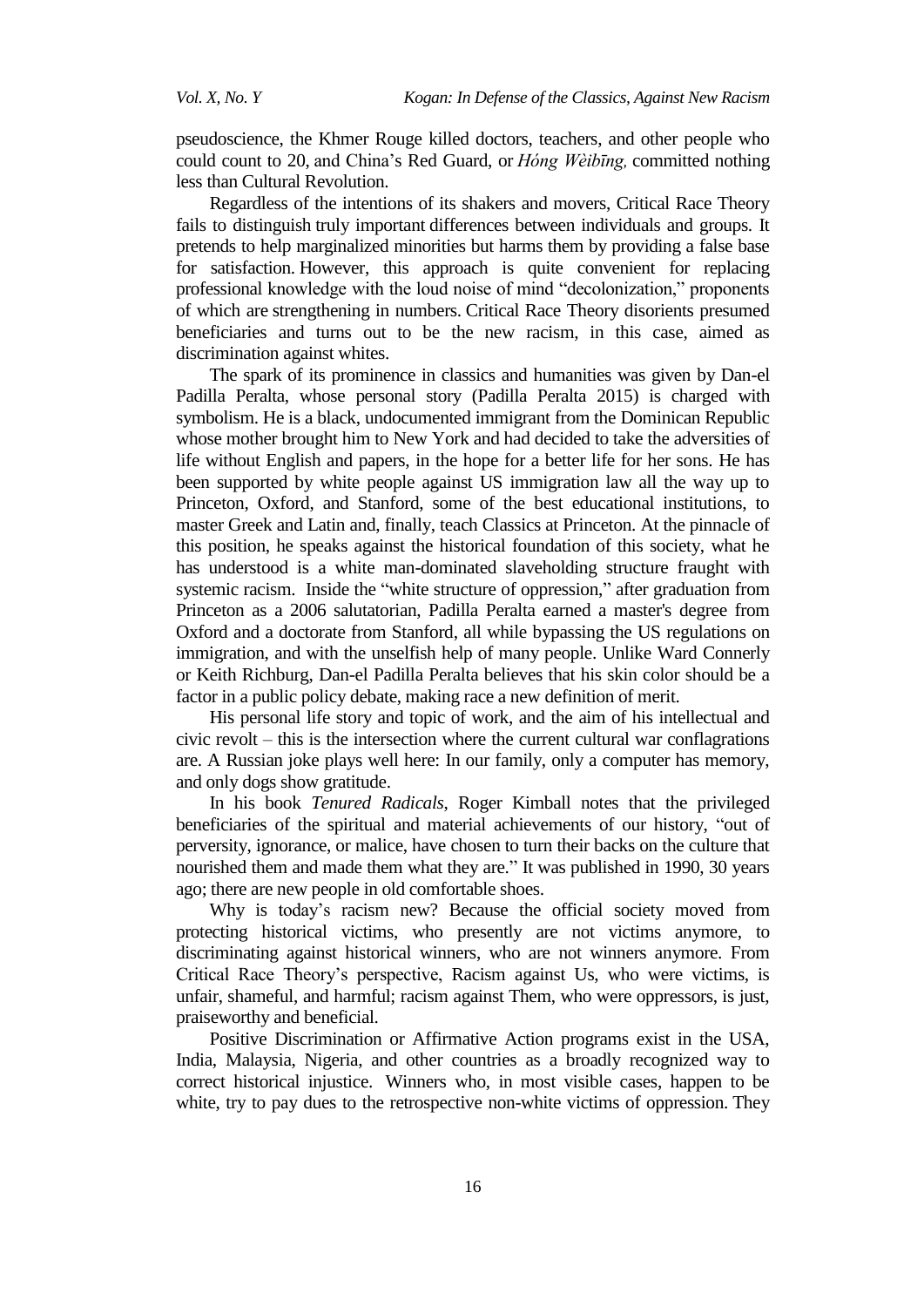pseudoscience, the Khmer Rouge killed doctors, teachers, and other people who could count to 20, and China's Red Guard, or *Hóng Wèibīng,* committed nothing less than Cultural Revolution.

Regardless of the intentions of its shakers and movers, Critical Race Theory fails to distinguish truly important differences between individuals and groups. It pretends to help marginalized minorities but harms them by providing a false base for satisfaction. However, this approach is quite convenient for replacing professional knowledge with the loud noise of mind "decolonization," proponents of which are strengthening in numbers. Critical Race Theory disorients presumed beneficiaries and turns out to be the new racism, in this case, aimed as discrimination against whites.

The spark of its prominence in classics and humanities was given by Dan-el Padilla Peralta, whose personal story (Padilla Peralta 2015) is charged with symbolism. He is a black, undocumented immigrant from the Dominican Republic whose mother brought him to New York and had decided to take the adversities of life without English and papers, in the hope for a better life for her sons. He has been supported by white people against US immigration law all the way up to Princeton, Oxford, and Stanford, some of the best educational institutions, to master Greek and Latin and, finally, teach Classics at Princeton. At the pinnacle of this position, he speaks against the historical foundation of this society, what he has understood is a white man-dominated slaveholding structure fraught with systemic racism. Inside the "white structure of oppression," after graduation from Princeton as a 2006 salutatorian, Padilla Peralta earned a master's degree from Oxford and a doctorate from Stanford, all while bypassing the US regulations on immigration, and with the unselfish help of many people. Unlike Ward Connerly or Keith Richburg, Dan-el Padilla Peralta believes that his skin color should be a factor in a public policy debate, making race a new definition of merit.

His personal life story and topic of work, and the aim of his intellectual and civic revolt – this is the intersection where the current cultural war conflagrations are. A Russian joke plays well here: In our family, only a computer has memory, and only dogs show gratitude.

In his book *Tenured Radicals*, Roger Kimball notes that the privileged beneficiaries of the spiritual and material achievements of our history, "out of perversity, ignorance, or malice, have chosen to turn their backs on the culture that nourished them and made them what they are." It was published in 1990, 30 years ago; there are new people in old comfortable shoes.

Why is today's racism new? Because the official society moved from protecting historical victims, who presently are not victims anymore, to discriminating against historical winners, who are not winners anymore. From Critical Race Theory's perspective, Racism against Us, who were victims, is unfair, shameful, and harmful; racism against Them, who were oppressors, is just, praiseworthy and beneficial.

Positive Discrimination or Affirmative Action programs exist in the USA, India, Malaysia, Nigeria, and other countries as a broadly recognized way to correct historical injustice. Winners who, in most visible cases, happen to be white, try to pay dues to the retrospective non-white victims of oppression. They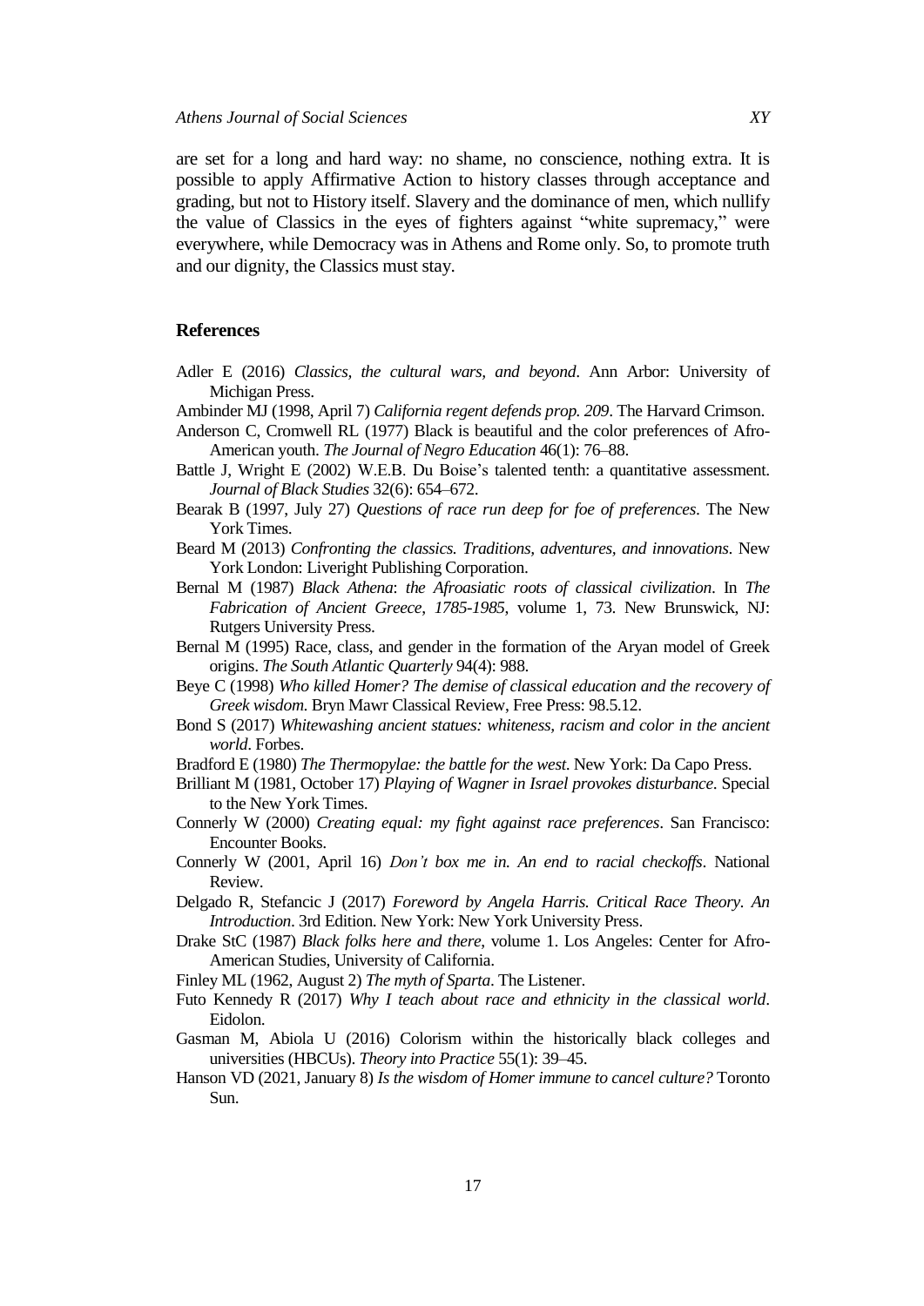are set for a long and hard way: no shame, no conscience, nothing extra. It is possible to apply Affirmative Action to history classes through acceptance and grading, but not to History itself. Slavery and the dominance of men, which nullify the value of Classics in the eyes of fighters against "white supremacy," were everywhere, while Democracy was in Athens and Rome only. So, to promote truth and our dignity, the Classics must stay.

## References

Adler E (2016) *Classics, the cultural wars, and beyond*. Ann Arbor: University of Michigan Press.

Ambinder MJ (1998, April 7) *California regent defends prop. 209*. The Harvard Crimson.

Anderson C, Cromwell RL (1977) Black is beautiful and the color preferences of Afro-American youth. *The Journal of Negro Education* 46(1): 76–88.

Battle J, Wright E (2002) W.E.B. Du Boise's talented tenth: a quantitative assessment. *Journal of Black Studies* 32(6): 654–672.

Bearak B (1997, July 27) *Questions of race run deep for foe of preferences*. The New York Times.

Beard M (2013) *Confronting the classics. Traditions, adventures, and innovations*. New York London: Liveright Publishing Corporation.

Bernal M (1987) *Black Athena*: *the Afroasiatic roots of classical civilization*. In *The Fabrication of Ancient Greece, 1785-1985*, volume 1, 73. New Brunswick, NJ: Rutgers University Press.

Bernal M (1995) Race, class, and gender in the formation of the Aryan model of Greek origins. *The South Atlantic Quarterly* 94(4): 988.

Beye C (1998) *Who killed Homer? The demise of classical education and the recovery of Greek wisdom*. Bryn Mawr Classical Review, Free Press: 98.5.12.

Bond S (2017) *Whitewashing ancient statues: whiteness, racism and color in the ancient world*. Forbes.

Bradford E (1980) *The Thermopylae: the battle for the west*. New York: Da Capo Press.

Brilliant M (1981, October 17) *Playing of Wagner in Israel provokes disturbance*. Special to the New York Times.

Connerly W (2000) *Creating equal: my fight against race preferences*. San Francisco: Encounter Books.

Connerly W (2001, April 16) *Don't box me in. An end to racial checkoffs*. National Review.

Delgado R, Stefancic J (2017) *Foreword by Angela Harris. Critical Race Theory. An Introduction*. 3rd Edition. New York: New York University Press.

Drake StC (1987) *Black folks here and there*, volume 1. Los Angeles: Center for Afro-American Studies, University of California.

Finley ML (1962, August 2) *The myth of Sparta*. The Listener.

Futo Kennedy R (2017) *Why I teach about race and ethnicity in the classical world*. Eidolon.

Gasman M, Abiola U (2016) Colorism within the historically black colleges and universities (HBCUs). *Theory into Practice* 55(1): 39–45.

Hanson VD (2021, January 8) *Is the wisdom of Homer immune to cancel culture?* Toronto Sun.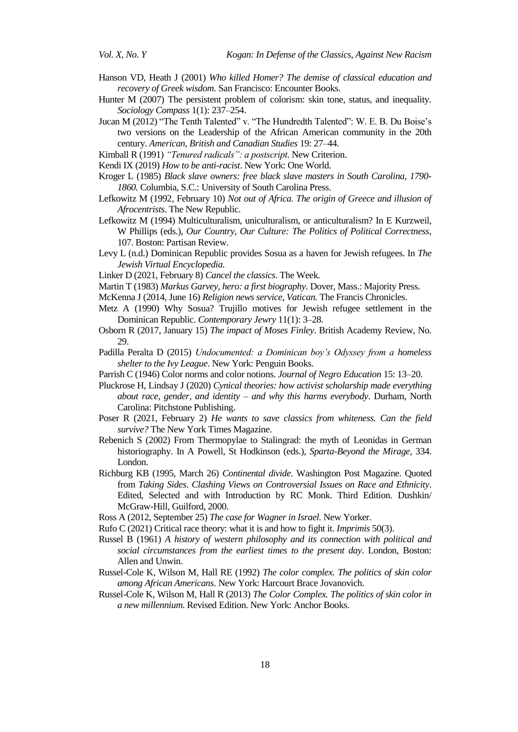Hanson VD, Heath J (2001) *Who killed Homer? The demise of classical education and recovery of Greek wisdom*. San Francisco: Encounter Books.

Hunter M (2007) The persistent problem of colorism: skin tone, status, and inequality. *Sociology Compass* 1(1): 237–254.

Jucan M (2012) "The Tenth Talented" v. "The Hundredth Talented": W. E. B. Du Boise's two versions on the Leadership of the African American community in the 20th century. *American, British and Canadian Studies* 19: 27–44.

Kimball R (1991) *"Tenured radicals": a postscript*. New Criterion.

Kendi IX (2019) *How to be anti-racist*. New York: One World.

Kroger L (1985) *Black slave owners: free black slave masters in South Carolina, 1790-1860*. Columbia, S.C.: University of South Carolina Press.

Lefkowitz M (1992, February 10) *Not out of Africa. The origin of Greece and illusion of Afrocentrists*. The New Republic.

Lefkowitz M (1994) Multiculturalism, uniculturalism, or anticulturalism? In E Kurzweil, W Phillips (eds.), *Our Country, Our Culture: The Politics of Political Correctness*, 107. Boston: Partisan Review.

Levy L (n.d.) Dominican Republic provides Sosua as a haven for Jewish refugees. In *The Jewish Virtual Encyclopedia*.

Linker D (2021, February 8) *Cancel the classics*. The Week.

Martin T (1983) *Markus Garvey, hero: a first biography*. Dover, Mass.: Majority Press.

McKenna J (2014, June 16) *Religion news service, Vatican.* The Francis Chronicles.

Metz A (1990) Why Sosua? Trujillo motives for Jewish refugee settlement in the Dominican Republic. *Contemporary Jewry* 11(1): 3–28.

Osborn R (2017, January 15) *The impact of Moses Finley*. British Academy Review, No. 29.

Padilla Peralta D (2015) *Undocumented: a Dominican boy's Odyssey from a homeless shelter to the Ivy League*. New York: Penguin Books.

Parrish C (1946) Color norms and color notions. *Journal of Negro Education* 15: 13–20.

Pluckrose H, Lindsay J (2020) *Cynical theories: how activist scholarship made everything about race, gender, and identity – and why this harms everybody*. Durham, North Carolina: Pitchstone Publishing.

Poser R (2021, February 2) *He wants to save classics from whiteness. Can the field survive?* The New York Times Magazine.

Rebenich S (2002) From Thermopylae to Stalingrad: the myth of Leonidas in German historiography. In A Powell, St Hodkinson (eds.), *Sparta-Beyond the Mirage*, 334. London.

Richburg KB (1995, March 26) *Continental divide*. Washington Post Magazine. Quoted from *Taking Sides. Clashing Views on Controversial Issues on Race and Ethnicity*. Edited, Selected and with Introduction by RC Monk. Third Edition. Dushkin/ McGraw-Hill, Guilford, 2000.

Ross A (2012, September 25) *The case for Wagner in Israel*. New Yorker.

Rufo C (2021) Critical race theory: what it is and how to fight it. *Imprimis* 50(3).

Russel B (1961) *A history of western philosophy and its connection with political and social circumstances from the earliest times to the present day*. London, Boston: Allen and Unwin.

Russel-Cole K, Wilson M, Hall RE (1992) *The color complex. The politics of skin color among African Americans*. New York: Harcourt Brace Jovanovich.

Russel-Cole K, Wilson M, Hall R (2013) *The Color Complex. The politics of skin color in a new millennium*. Revised Edition. New York: Anchor Books.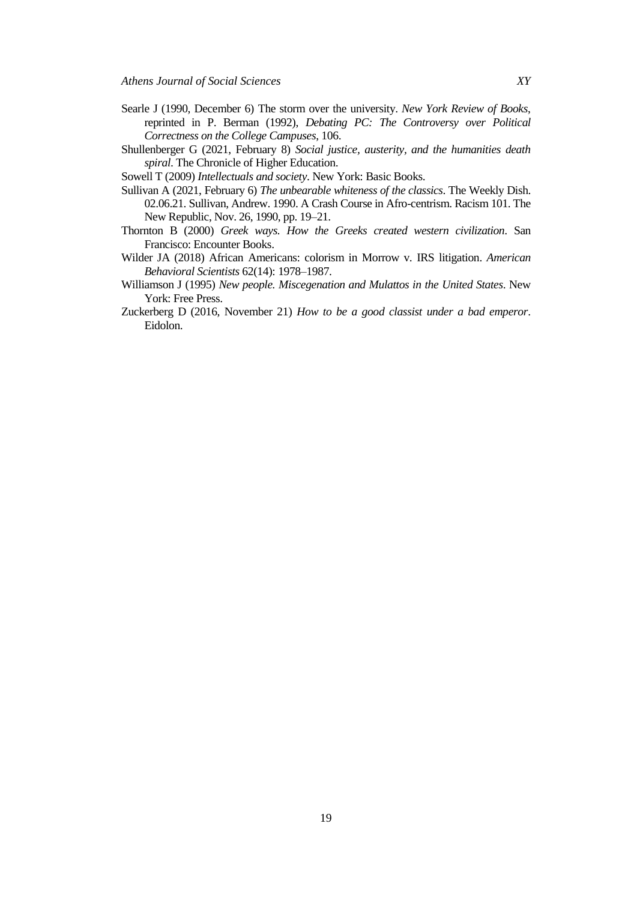Searle J (1990, December 6) The storm over the university. *New York Review of Books*, reprinted in P. Berman (1992), *Debating PC: The Controversy over Political Correctness on the College Campuses*, 106.

Shullenberger G (2021, February 8) *Social justice, austerity, and the humanities death spiral*. The Chronicle of Higher Education.

Sowell T (2009) *Intellectuals and society*. New York: Basic Books.

Sullivan A (2021, February 6) *The unbearable whiteness of the classics*. The Weekly Dish. 02.06.21. Sullivan, Andrew. 1990. A Crash Course in Afro-centrism. Racism 101. The New Republic, Nov. 26, 1990, pp. 19–21.

Thornton B (2000) *Greek ways. How the Greeks created western civilization*. San Francisco: Encounter Books.

Wilder JA (2018) African Americans: colorism in Morrow v. IRS litigation. *American Behavioral Scientists* 62(14): 1978–1987.

Williamson J (1995) *New people. Miscegenation and Mulattos in the United States*. New York: Free Press.

Zuckerberg D (2016, November 21) *How to be a good classist under a bad emperor*. Eidolon.